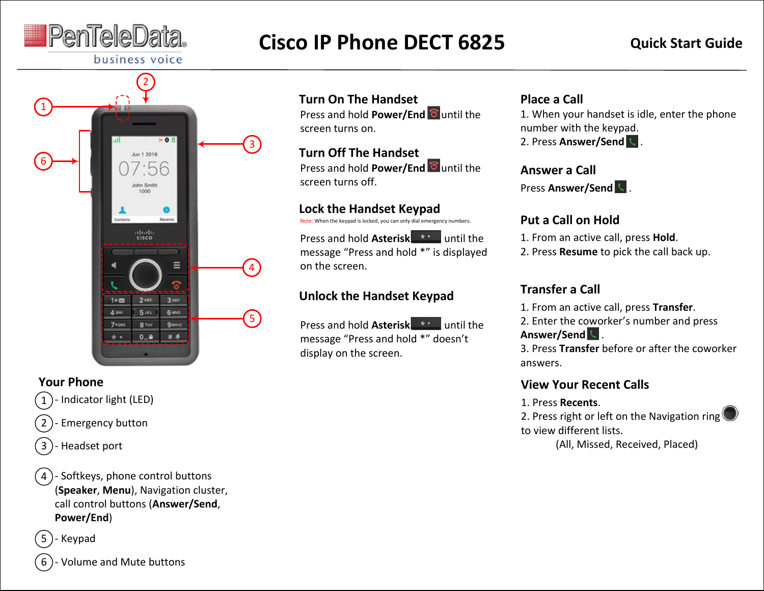PenTeleData® business voice

# Cisco IP Phone DECT 6825

**Quick Start Guide**

## Your Phone

1 - Indicator light (LED)

2 - Emergency button

3 - Headset port

4 - Softkeys, phone control buttons (**Speaker**, **Menu**), Navigation cluster, call control buttons (**Answer/Send**, **Power/End**)

5 - Keypad

6 - Volume and Mute buttons

## Turn On The Handset

Press and hold **Power/End** until the screen turns on.

## Turn Off The Handset

Press and hold **Power/End** until the screen turns off.

## Lock the Handset Keypad

Note: When the keypad is locked, you can only dial emergency numbers.

Press and hold **Asterisk** until the message "Press and hold *" is displayed on the screen.

## Unlock the Handset Keypad

Press and hold **Asterisk** until the message "Press and hold *" doesn't display on the screen.

## Place a Call

1. When your handset is idle, enter the phone number with the keypad.
2. Press **Answer/Send** .

## Answer a Call

Press **Answer/Send** .

## Put a Call on Hold

1. From an active call, press **Hold**.
2. Press **Resume** to pick the call back up.

## Transfer a Call

1. From an active call, press **Transfer**.
2. Enter the coworker's number and press **Answer/Send** .
3. Press **Transfer** before or after the coworker answers.

## View Your Recent Calls

1. Press **Recents**.
2. Press right or left on the Navigation ring to view different lists.
   (All, Missed, Received, Placed)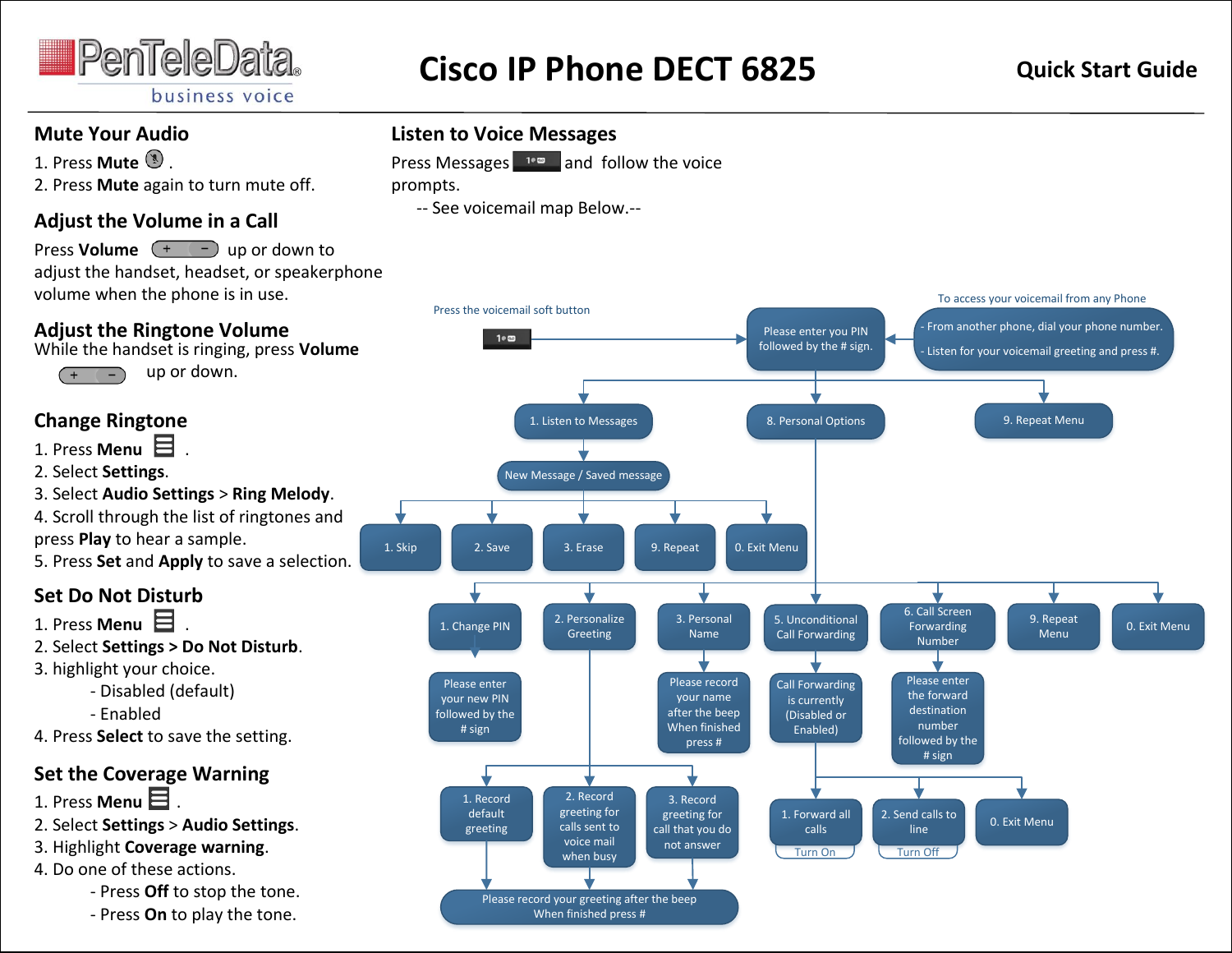PenTeleData business voice

# Cisco IP Phone DECT 6825

Quick Start Guide

## Mute Your Audio

1. Press **Mute** .
2. Press **Mute** again to turn mute off.

## Adjust the Volume in a Call

Press **Volume** up or down to adjust the handset, headset, or speakerphone volume when the phone is in use.

## Adjust the Ringtone Volume

While the handset is ringing, press **Volume** up or down.

## Change Ringtone

1. Press **Menu** .
2. Select **Settings**.
3. Select **Audio Settings** > **Ring Melody**.
4. Scroll through the list of ringtones and press **Play** to hear a sample.
5. Press **Set** and **Apply** to save a selection.

## Set Do Not Disturb

1. Press **Menu** .
2. Select **Settings > Do Not Disturb**.
3. highlight your choice.
   - Disabled (default)
   - Enabled
4. Press **Select** to save the setting.

## Set the Coverage Warning

1. Press **Menu** .
2. Select **Settings** > **Audio Settings**.
3. Highlight **Coverage warning**.
4. Do one of these actions.
   - Press **Off** to stop the tone.
   - Press **On** to play the tone.

## Listen to Voice Messages

Press Messages and follow the voice prompts.

-- See voicemail map Below.--

Press the voicemail soft button

To access your voicemail from any Phone

- From another phone, dial your phone number.
- Listen for your voicemail greeting and press #.

Please enter you PIN followed by the # sign.

1. Listen to Messages
8. Personal Options
9. Repeat Menu

New Message / Saved message

1. Skip
2. Save
3. Erase
9. Repeat
0. Exit Menu

1. Change PIN
2. Personalize Greeting
3. Personal Name
5. Unconditional Call Forwarding
6. Call Screen Forwarding Number
9. Repeat Menu
0. Exit Menu

Please enter your new PIN followed by the # sign

Please record your name after the beep When finished press #

Call Forwarding is currently (Disabled or Enabled)

Please enter the forward destination number followed by the # sign

1. Record default greeting
2. Record greeting for calls sent to voice mail when busy
3. Record greeting for call that you do not answer

Please record your greeting after the beep When finished press #

1. Forward all calls
Turn On
2. Send calls to line
Turn Off
0. Exit Menu